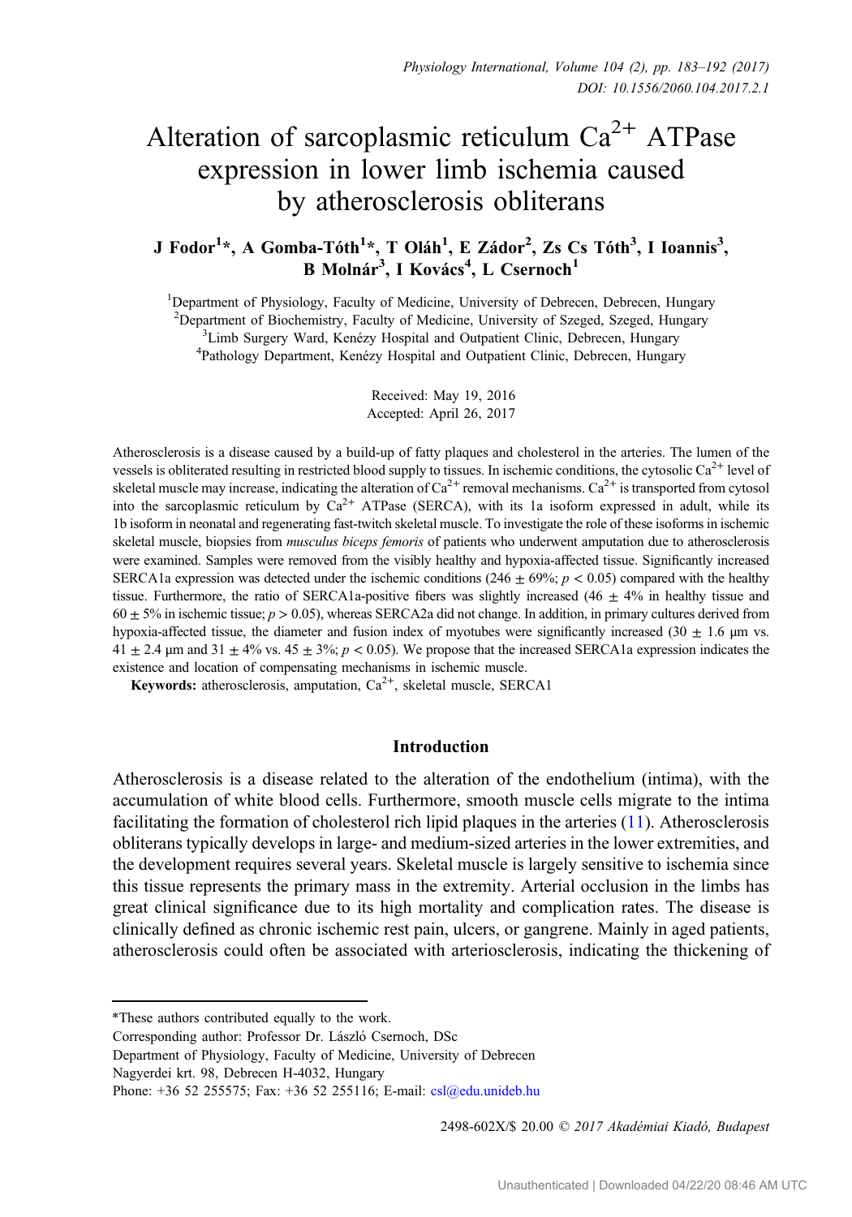# Alteration of sarcoplasmic reticulum $Ca^{2+}$ ATPase expression in lower limb ischemia caused by atherosclerosis obliterans

**J Fodor[1]*, A Gomba-Tóth[1]*, T Oláh[1], E Zádor[2], Zs Cs Tóth[3], I Ioannis[3], B Molnár[3], I Kovács[4], L Csernoch[1]**

[1]Department of Physiology, Faculty of Medicine, University of Debrecen, Debrecen, Hungary
[2]Department of Biochemistry, Faculty of Medicine, University of Szeged, Szeged, Hungary
[3]Limb Surgery Ward, Kenézy Hospital and Outpatient Clinic, Debrecen, Hungary
[4]Pathology Department, Kenézy Hospital and Outpatient Clinic, Debrecen, Hungary

Received: May 19, 2016
Accepted: April 26, 2017

Atherosclerosis is a disease caused by a build-up of fatty plaques and cholesterol in the arteries. The lumen of the vessels is obliterated resulting in restricted blood supply to tissues. In ischemic conditions, the cytosolic $Ca^{2+}$ level of skeletal muscle may increase, indicating the alteration of $Ca^{2+}$ removal mechanisms. $Ca^{2+}$ is transported from cytosol into the sarcoplasmic reticulum by $Ca^{2+}$ ATPase (SERCA), with its 1a isoform expressed in adult, while its 1b isoform in neonatal and regenerating fast-twitch skeletal muscle. To investigate the role of these isoforms in ischemic skeletal muscle, biopsies from *musculus biceps femoris* of patients who underwent amputation due to atherosclerosis were examined. Samples were removed from the visibly healthy and hypoxia-affected tissue. Significantly increased SERCA1a expression was detected under the ischemic conditions (246 ± 69%; $p < 0.05$) compared with the healthy tissue. Furthermore, the ratio of SERCA1a-positive fibers was slightly increased (46 ± 4% in healthy tissue and 60 ± 5% in ischemic tissue; $p > 0.05$), whereas SERCA2a did not change. In addition, in primary cultures derived from hypoxia-affected tissue, the diameter and fusion index of myotubes were significantly increased (30 ± 1.6 μm vs. 41 ± 2.4 μm and 31 ± 4% vs. 45 ± 3%; $p < 0.05$). We propose that the increased SERCA1a expression indicates the existence and location of compensating mechanisms in ischemic muscle.

**Keywords:** atherosclerosis, amputation, $Ca^{2+}$, skeletal muscle, SERCA1

## Introduction

Atherosclerosis is a disease related to the alteration of the endothelium (intima), with the accumulation of white blood cells. Furthermore, smooth muscle cells migrate to the intima facilitating the formation of cholesterol rich lipid plaques in the arteries (11). Atherosclerosis obliterans typically develops in large- and medium-sized arteries in the lower extremities, and the development requires several years. Skeletal muscle is largely sensitive to ischemia since this tissue represents the primary mass in the extremity. Arterial occlusion in the limbs has great clinical significance due to its high mortality and complication rates. The disease is clinically defined as chronic ischemic rest pain, ulcers, or gangrene. Mainly in aged patients, atherosclerosis could often be associated with arteriosclerosis, indicating the thickening of

*These authors contributed equally to the work.
Corresponding author: Professor Dr. László Csernoch, DSc
Department of Physiology, Faculty of Medicine, University of Debrecen
Nagyerdei krt. 98, Debrecen H-4032, Hungary
Phone: +36 52 255575; Fax: +36 52 255116; E-mail: csl@edu.unideb.hu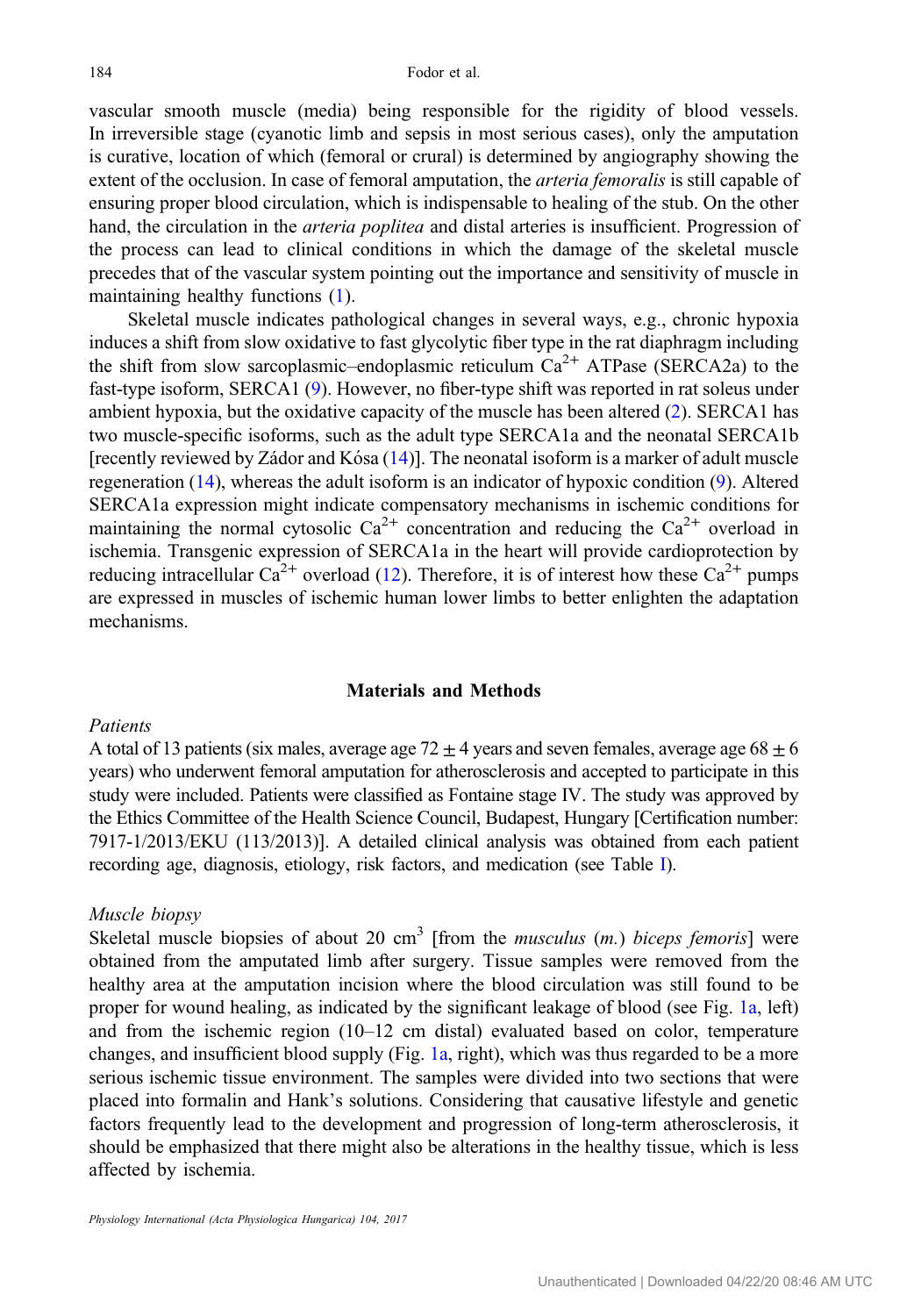vascular smooth muscle (media) being responsible for the rigidity of blood vessels. In irreversible stage (cyanotic limb and sepsis in most serious cases), only the amputation is curative, location of which (femoral or crural) is determined by angiography showing the extent of the occlusion. In case of femoral amputation, the *arteria femoralis* is still capable of ensuring proper blood circulation, which is indispensable to healing of the stub. On the other hand, the circulation in the *arteria poplitea* and distal arteries is insufficient. Progression of the process can lead to clinical conditions in which the damage of the skeletal muscle precedes that of the vascular system pointing out the importance and sensitivity of muscle in maintaining healthy functions (1).

Skeletal muscle indicates pathological changes in several ways, e.g., chronic hypoxia induces a shift from slow oxidative to fast glycolytic fiber type in the rat diaphragm including the shift from slow sarcoplasmic–endoplasmic reticulum $Ca^{2+}$ ATPase (SERCA2a) to the fast-type isoform, SERCA1 (9). However, no fiber-type shift was reported in rat soleus under ambient hypoxia, but the oxidative capacity of the muscle has been altered (2). SERCA1 has two muscle-specific isoforms, such as the adult type SERCA1a and the neonatal SERCA1b [recently reviewed by Zádor and Kósa (14)]. The neonatal isoform is a marker of adult muscle regeneration (14), whereas the adult isoform is an indicator of hypoxic condition (9). Altered SERCA1a expression might indicate compensatory mechanisms in ischemic conditions for maintaining the normal cytosolic $Ca^{2+}$ concentration and reducing the $Ca^{2+}$ overload in ischemia. Transgenic expression of SERCA1a in the heart will provide cardioprotection by reducing intracellular $Ca^{2+}$ overload (12). Therefore, it is of interest how these $Ca^{2+}$ pumps are expressed in muscles of ischemic human lower limbs to better enlighten the adaptation mechanisms.

## Materials and Methods

### *Patients*

A total of 13 patients (six males, average age $72 \pm 4$ years and seven females, average age $68 \pm 6$ years) who underwent femoral amputation for atherosclerosis and accepted to participate in this study were included. Patients were classified as Fontaine stage IV. The study was approved by the Ethics Committee of the Health Science Council, Budapest, Hungary [Certification number: 7917-1/2013/EKU (113/2013)]. A detailed clinical analysis was obtained from each patient recording age, diagnosis, etiology, risk factors, and medication (see Table I).

### *Muscle biopsy*

Skeletal muscle biopsies of about 20 $cm^3$ [from the *musculus* (*m.*) *biceps femoris*] were obtained from the amputated limb after surgery. Tissue samples were removed from the healthy area at the amputation incision where the blood circulation was still found to be proper for wound healing, as indicated by the significant leakage of blood (see Fig. 1a, left) and from the ischemic region (10–12 cm distal) evaluated based on color, temperature changes, and insufficient blood supply (Fig. 1a, right), which was thus regarded to be a more serious ischemic tissue environment. The samples were divided into two sections that were placed into formalin and Hank's solutions. Considering that causative lifestyle and genetic factors frequently lead to the development and progression of long-term atherosclerosis, it should be emphasized that there might also be alterations in the healthy tissue, which is less affected by ischemia.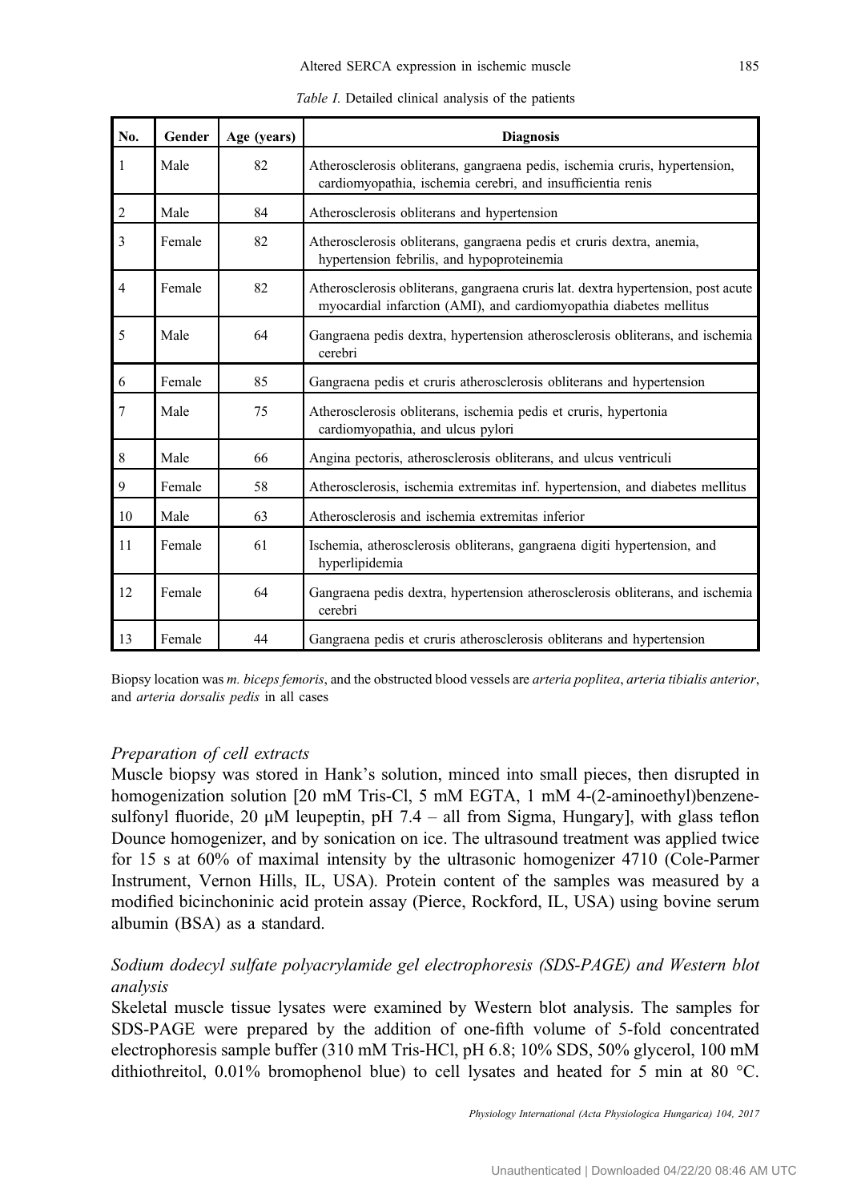*Table I.* Detailed clinical analysis of the patients

| No. | Gender | Age (years) | Diagnosis |
|---|---|---|---|
| 1 | Male | 82 | Atherosclerosis obliterans, gangraena pedis, ischemia cruris, hypertension, cardiomyopathia, ischemia cerebri, and insufficientia renis |
| 2 | Male | 84 | Atherosclerosis obliterans and hypertension |
| 3 | Female | 82 | Atherosclerosis obliterans, gangraena pedis et cruris dextra, anemia, hypertension febrilis, and hypoproteinemia |
| 4 | Female | 82 | Atherosclerosis obliterans, gangraena cruris lat. dextra hypertension, post acute myocardial infarction (AMI), and cardiomyopathia diabetes mellitus |
| 5 | Male | 64 | Gangraena pedis dextra, hypertension atherosclerosis obliterans, and ischemia cerebri |
| 6 | Female | 85 | Gangraena pedis et cruris atherosclerosis obliterans and hypertension |
| 7 | Male | 75 | Atherosclerosis obliterans, ischemia pedis et cruris, hypertonia cardiomyopathia, and ulcus pylori |
| 8 | Male | 66 | Angina pectoris, atherosclerosis obliterans, and ulcus ventriculi |
| 9 | Female | 58 | Atherosclerosis, ischemia extremitas inf. hypertension, and diabetes mellitus |
| 10 | Male | 63 | Atherosclerosis and ischemia extremitas inferior |
| 11 | Female | 61 | Ischemia, atherosclerosis obliterans, gangraena digiti hypertension, and hyperlipidemia |
| 12 | Female | 64 | Gangraena pedis dextra, hypertension atherosclerosis obliterans, and ischemia cerebri |
| 13 | Female | 44 | Gangraena pedis et cruris atherosclerosis obliterans and hypertension |

Biopsy location was *m. biceps femoris*, and the obstructed blood vessels are *arteria poplitea*, *arteria tibialis anterior*, and *arteria dorsalis pedis* in all cases

### *Preparation of cell extracts*

Muscle biopsy was stored in Hank's solution, minced into small pieces, then disrupted in homogenization solution [20 mM Tris-Cl, 5 mM EGTA, 1 mM 4-(2-aminoethyl)benzenesulfonyl fluoride, 20 μM leupeptin, pH 7.4 – all from Sigma, Hungary], with glass teflon Dounce homogenizer, and by sonication on ice. The ultrasound treatment was applied twice for 15 s at 60% of maximal intensity by the ultrasonic homogenizer 4710 (Cole-Parmer Instrument, Vernon Hills, IL, USA). Protein content of the samples was measured by a modified bicinchoninic acid protein assay (Pierce, Rockford, IL, USA) using bovine serum albumin (BSA) as a standard.

### *Sodium dodecyl sulfate polyacrylamide gel electrophoresis (SDS-PAGE) and Western blot analysis*

Skeletal muscle tissue lysates were examined by Western blot analysis. The samples for SDS-PAGE were prepared by the addition of one-fifth volume of 5-fold concentrated electrophoresis sample buffer (310 mM Tris-HCl, pH 6.8; 10% SDS, 50% glycerol, 100 mM dithiothreitol, 0.01% bromophenol blue) to cell lysates and heated for 5 min at 80 °C.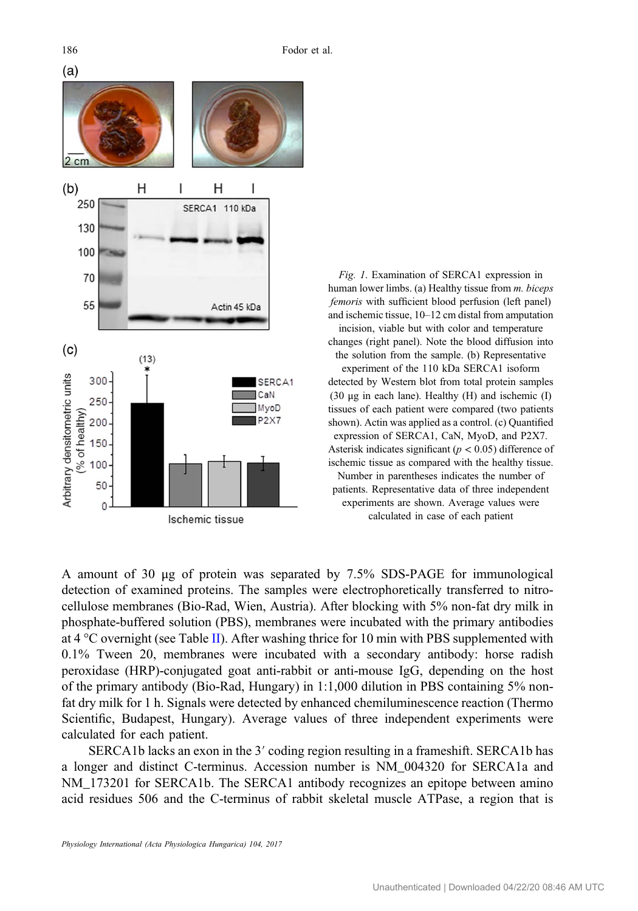*Fig. 1*. Examination of SERCA1 expression in human lower limbs. (a) Healthy tissue from *m. biceps femoris* with sufficient blood perfusion (left panel) and ischemic tissue, 10–12 cm distal from amputation incision, viable but with color and temperature changes (right panel). Note the blood diffusion into the solution from the sample. (b) Representative experiment of the 110 kDa SERCA1 isoform detected by Western blot from total protein samples (30 μg in each lane). Healthy (H) and ischemic (I) tissues of each patient were compared (two patients shown). Actin was applied as a control. (c) Quantified expression of SERCA1, CaN, MyoD, and P2X7. Asterisk indicates significant ($p < 0.05$) difference of ischemic tissue as compared with the healthy tissue. Number in parentheses indicates the number of patients. Representative data of three independent experiments are shown. Average values were calculated in case of each patient

A amount of 30 μg of protein was separated by 7.5% SDS-PAGE for immunological detection of examined proteins. The samples were electrophoretically transferred to nitrocellulose membranes (Bio-Rad, Wien, Austria). After blocking with 5% non-fat dry milk in phosphate-buffered solution (PBS), membranes were incubated with the primary antibodies at 4 °C overnight (see Table II). After washing thrice for 10 min with PBS supplemented with 0.1% Tween 20, membranes were incubated with a secondary antibody: horse radish peroxidase (HRP)-conjugated goat anti-rabbit or anti-mouse IgG, depending on the host of the primary antibody (Bio-Rad, Hungary) in 1:1,000 dilution in PBS containing 5% non-fat dry milk for 1 h. Signals were detected by enhanced chemiluminescence reaction (Thermo Scientific, Budapest, Hungary). Average values of three independent experiments were calculated for each patient.

SERCA1b lacks an exon in the 3′ coding region resulting in a frameshift. SERCA1b has a longer and distinct C-terminus. Accession number is NM_004320 for SERCA1a and NM_173201 for SERCA1b. The SERCA1 antibody recognizes an epitope between amino acid residues 506 and the C-terminus of rabbit skeletal muscle ATPase, a region that is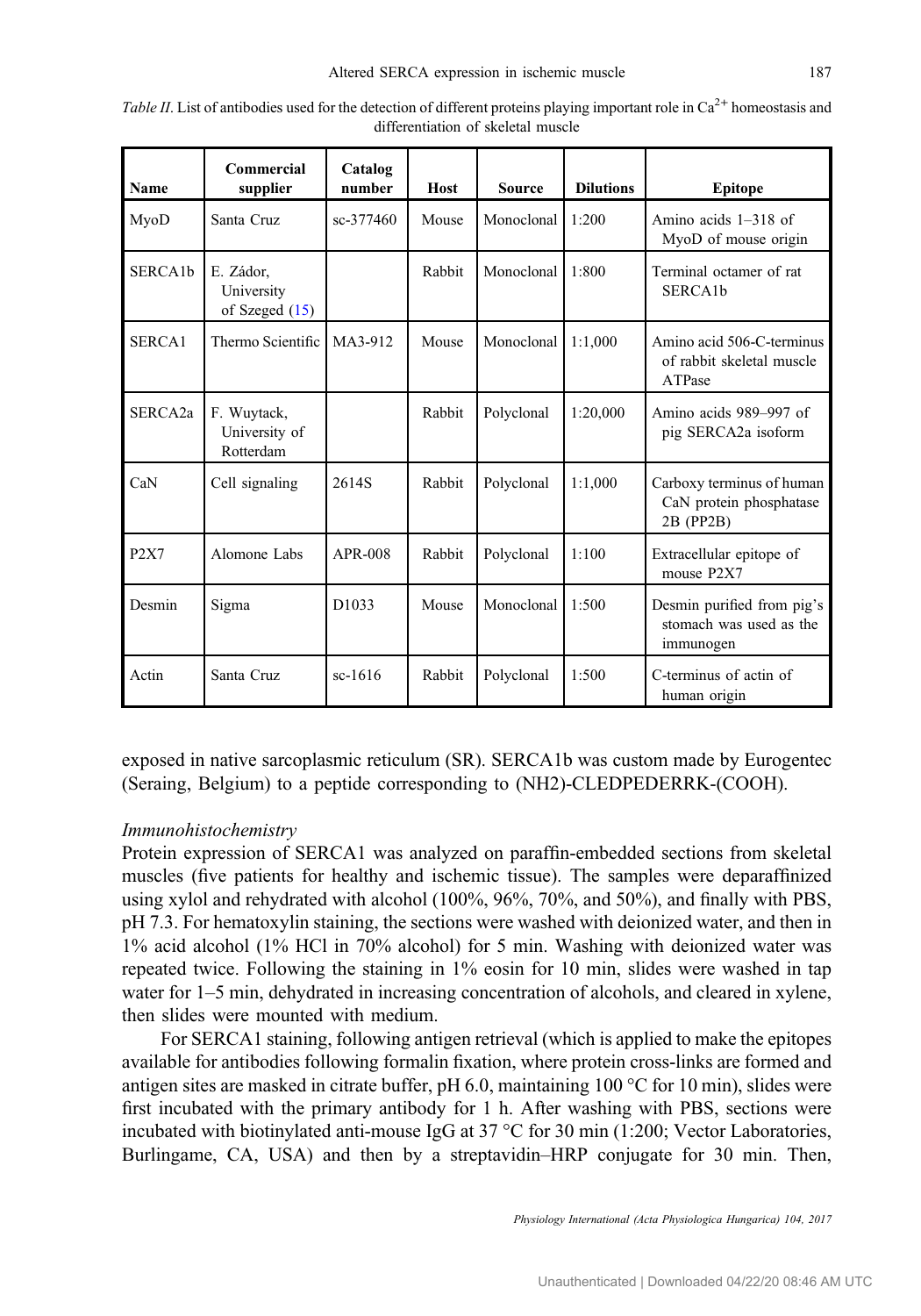*Table II*. List of antibodies used for the detection of different proteins playing important role in $Ca^{2+}$ homeostasis and differentiation of skeletal muscle

| Name | Commercial supplier | Catalog number | Host | Source | Dilutions | Epitope |
|---|---|---|---|---|---|---|
| MyoD | Santa Cruz | sc-377460 | Mouse | Monoclonal | 1:200 | Amino acids 1–318 of MyoD of mouse origin |
| SERCA1b | E. Zádor, University of Szeged (15) | | Rabbit | Monoclonal | 1:800 | Terminal octamer of rat SERCA1b |
| SERCA1 | Thermo Scientific | MA3-912 | Mouse | Monoclonal | 1:1,000 | Amino acid 506-C-terminus of rabbit skeletal muscle ATPase |
| SERCA2a | F. Wuytack, University of Rotterdam | | Rabbit | Polyclonal | 1:20,000 | Amino acids 989–997 of pig SERCA2a isoform |
| CaN | Cell signaling | 2614S | Rabbit | Polyclonal | 1:1,000 | Carboxy terminus of human CaN protein phosphatase 2B (PP2B) |
| P2X7 | Alomone Labs | APR-008 | Rabbit | Polyclonal | 1:100 | Extracellular epitope of mouse P2X7 |
| Desmin | Sigma | D1033 | Mouse | Monoclonal | 1:500 | Desmin purified from pig's stomach was used as the immunogen |
| Actin | Santa Cruz | sc-1616 | Rabbit | Polyclonal | 1:500 | C-terminus of actin of human origin |

exposed in native sarcoplasmic reticulum (SR). SERCA1b was custom made by Eurogentec (Seraing, Belgium) to a peptide corresponding to (NH2)-CLEDPEDERRK-(COOH).

### *Immunohistochemistry*

Protein expression of SERCA1 was analyzed on paraffin-embedded sections from skeletal muscles (five patients for healthy and ischemic tissue). The samples were deparaffinized using xylol and rehydrated with alcohol (100%, 96%, 70%, and 50%), and finally with PBS, pH 7.3. For hematoxylin staining, the sections were washed with deionized water, and then in 1% acid alcohol (1% HCl in 70% alcohol) for 5 min. Washing with deionized water was repeated twice. Following the staining in 1% eosin for 10 min, slides were washed in tap water for 1–5 min, dehydrated in increasing concentration of alcohols, and cleared in xylene, then slides were mounted with medium.

For SERCA1 staining, following antigen retrieval (which is applied to make the epitopes available for antibodies following formalin fixation, where protein cross-links are formed and antigen sites are masked in citrate buffer, pH 6.0, maintaining 100 °C for 10 min), slides were first incubated with the primary antibody for 1 h. After washing with PBS, sections were incubated with biotinylated anti-mouse IgG at 37 °C for 30 min (1:200; Vector Laboratories, Burlingame, CA, USA) and then by a streptavidin–HRP conjugate for 30 min. Then,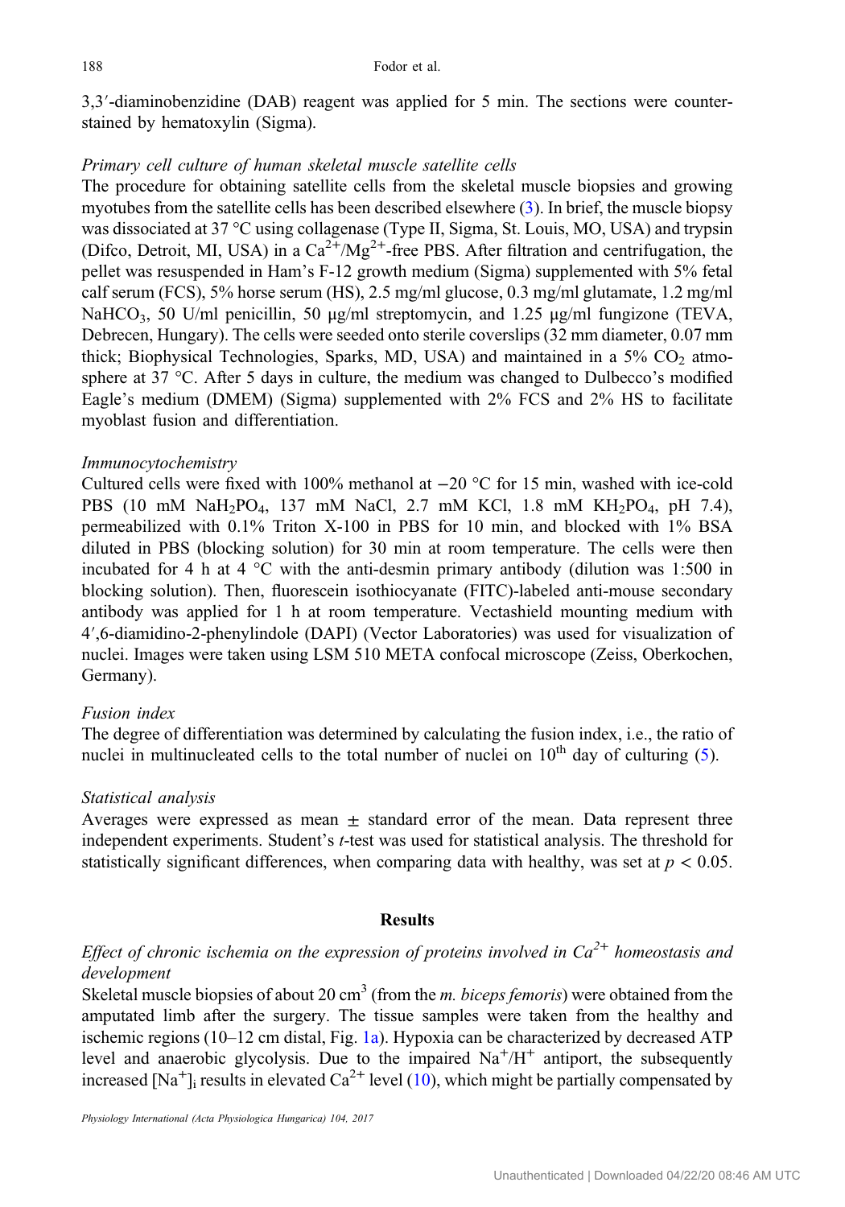3,3′-diaminobenzidine (DAB) reagent was applied for 5 min. The sections were counterstained by hematoxylin (Sigma).

*Primary cell culture of human skeletal muscle satellite cells*

The procedure for obtaining satellite cells from the skeletal muscle biopsies and growing myotubes from the satellite cells has been described elsewhere (3). In brief, the muscle biopsy was dissociated at 37 °C using collagenase (Type II, Sigma, St. Louis, MO, USA) and trypsin (Difco, Detroit, MI, USA) in a $Ca^{2+}/Mg^{2+}$-free PBS. After filtration and centrifugation, the pellet was resuspended in Ham's F-12 growth medium (Sigma) supplemented with 5% fetal calf serum (FCS), 5% horse serum (HS), 2.5 mg/ml glucose, 0.3 mg/ml glutamate, 1.2 mg/ml $NaHCO_3$, 50 U/ml penicillin, 50 μg/ml streptomycin, and 1.25 μg/ml fungizone (TEVA, Debrecen, Hungary). The cells were seeded onto sterile coverslips (32 mm diameter, 0.07 mm thick; Biophysical Technologies, Sparks, MD, USA) and maintained in a 5% $CO_2$ atmosphere at 37 °C. After 5 days in culture, the medium was changed to Dulbecco's modified Eagle's medium (DMEM) (Sigma) supplemented with 2% FCS and 2% HS to facilitate myoblast fusion and differentiation.

*Immunocytochemistry*

Cultured cells were fixed with 100% methanol at −20 °C for 15 min, washed with ice-cold PBS (10 mM $NaH_2PO_4$, 137 mM NaCl, 2.7 mM KCl, 1.8 mM $KH_2PO_4$, pH 7.4), permeabilized with 0.1% Triton X-100 in PBS for 10 min, and blocked with 1% BSA diluted in PBS (blocking solution) for 30 min at room temperature. The cells were then incubated for 4 h at 4 °C with the anti-desmin primary antibody (dilution was 1:500 in blocking solution). Then, fluorescein isothiocyanate (FITC)-labeled anti-mouse secondary antibody was applied for 1 h at room temperature. Vectashield mounting medium with 4′,6-diamidino-2-phenylindole (DAPI) (Vector Laboratories) was used for visualization of nuclei. Images were taken using LSM 510 META confocal microscope (Zeiss, Oberkochen, Germany).

*Fusion index*

The degree of differentiation was determined by calculating the fusion index, i.e., the ratio of nuclei in multinucleated cells to the total number of nuclei on $10^{th}$ day of culturing (5).

*Statistical analysis*

Averages were expressed as mean ± standard error of the mean. Data represent three independent experiments. Student's *t*-test was used for statistical analysis. The threshold for statistically significant differences, when comparing data with healthy, was set at $p < 0.05$.

## Results

*Effect of chronic ischemia on the expression of proteins involved in $Ca^{2+}$ homeostasis and development*

Skeletal muscle biopsies of about 20 $cm^3$ (from the *m. biceps femoris*) were obtained from the amputated limb after the surgery. The tissue samples were taken from the healthy and ischemic regions (10–12 cm distal, Fig. 1a). Hypoxia can be characterized by decreased ATP level and anaerobic glycolysis. Due to the impaired $Na^+/H^+$ antiport, the subsequently increased $[Na^+]_i$ results in elevated $Ca^{2+}$ level (10), which might be partially compensated by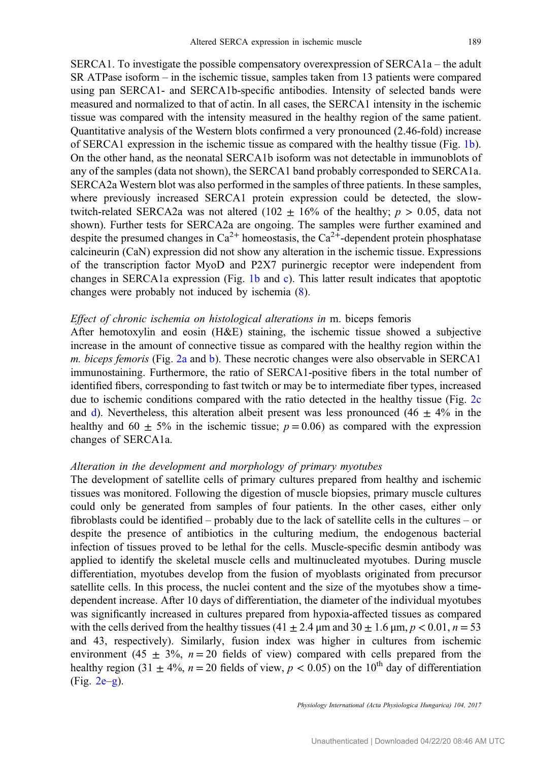SERCA1. To investigate the possible compensatory overexpression of SERCA1a – the adult SR ATPase isoform – in the ischemic tissue, samples taken from 13 patients were compared using pan SERCA1- and SERCA1b-specific antibodies. Intensity of selected bands were measured and normalized to that of actin. In all cases, the SERCA1 intensity in the ischemic tissue was compared with the intensity measured in the healthy region of the same patient. Quantitative analysis of the Western blots confirmed a very pronounced (2.46-fold) increase of SERCA1 expression in the ischemic tissue as compared with the healthy tissue (Fig. 1b). On the other hand, as the neonatal SERCA1b isoform was not detectable in immunoblots of any of the samples (data not shown), the SERCA1 band probably corresponded to SERCA1a. SERCA2a Western blot was also performed in the samples of three patients. In these samples, where previously increased SERCA1 protein expression could be detected, the slow-twitch-related SERCA2a was not altered ($102 \pm 16\%$ of the healthy; $p > 0.05$, data not shown). Further tests for SERCA2a are ongoing. The samples were further examined and despite the presumed changes in $Ca^{2+}$ homeostasis, the $Ca^{2+}$-dependent protein phosphatase calcineurin (CaN) expression did not show any alteration in the ischemic tissue. Expressions of the transcription factor MyoD and P2X7 purinergic receptor were independent from changes in SERCA1a expression (Fig. 1b and c). This latter result indicates that apoptotic changes were probably not induced by ischemia (8).

*Effect of chronic ischemia on histological alterations in* m. biceps femoris

After hemotoxylin and eosin (H&E) staining, the ischemic tissue showed a subjective increase in the amount of connective tissue as compared with the healthy region within the *m. biceps femoris* (Fig. 2a and b). These necrotic changes were also observable in SERCA1 immunostaining. Furthermore, the ratio of SERCA1-positive fibers in the total number of identified fibers, corresponding to fast twitch or may be to intermediate fiber types, increased due to ischemic conditions compared with the ratio detected in the healthy tissue (Fig. 2c and d). Nevertheless, this alteration albeit present was less pronounced ($46 \pm 4\%$ in the healthy and $60 \pm 5\%$ in the ischemic tissue; $p = 0.06$) as compared with the expression changes of SERCA1a.

*Alteration in the development and morphology of primary myotubes*

The development of satellite cells of primary cultures prepared from healthy and ischemic tissues was monitored. Following the digestion of muscle biopsies, primary muscle cultures could only be generated from samples of four patients. In the other cases, either only fibroblasts could be identified – probably due to the lack of satellite cells in the cultures – or despite the presence of antibiotics in the culturing medium, the endogenous bacterial infection of tissues proved to be lethal for the cells. Muscle-specific desmin antibody was applied to identify the skeletal muscle cells and multinucleated myotubes. During muscle differentiation, myotubes develop from the fusion of myoblasts originated from precursor satellite cells. In this process, the nuclei content and the size of the myotubes show a time-dependent increase. After 10 days of differentiation, the diameter of the individual myotubes was significantly increased in cultures prepared from hypoxia-affected tissues as compared with the cells derived from the healthy tissues ($41 \pm 2.4$ μm and $30 \pm 1.6$ μm, $p < 0.01$, $n = 53$ and 43, respectively). Similarly, fusion index was higher in cultures from ischemic environment ($45 \pm 3\%$, $n = 20$ fields of view) compared with cells prepared from the healthy region ($31 \pm 4\%$, $n = 20$ fields of view, $p < 0.05$) on the $10^{th}$ day of differentiation (Fig. 2e–g).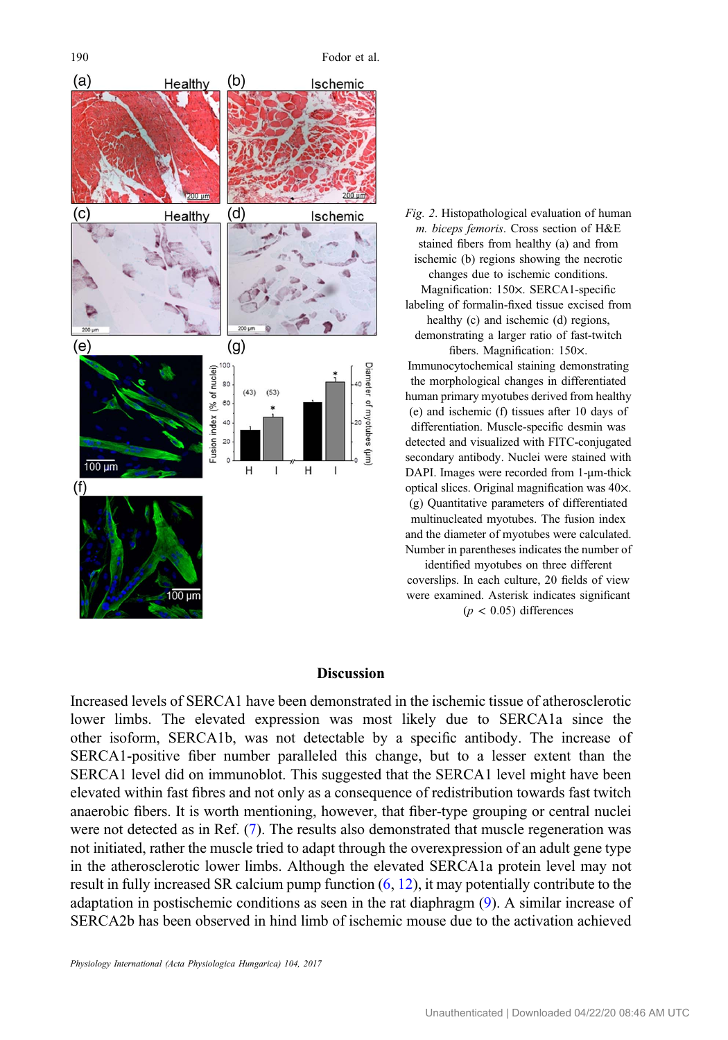*Fig. 2*. Histopathological evaluation of human *m. biceps femoris*. Cross section of H&E stained fibers from healthy (a) and from ischemic (b) regions showing the necrotic changes due to ischemic conditions. Magnification: 150×. SERCA1-specific labeling of formalin-fixed tissue excised from healthy (c) and ischemic (d) regions, demonstrating a larger ratio of fast-twitch fibers. Magnification: 150×. Immunocytochemical staining demonstrating the morphological changes in differentiated human primary myotubes derived from healthy (e) and ischemic (f) tissues after 10 days of differentiation. Muscle-specific desmin was detected and visualized with FITC-conjugated secondary antibody. Nuclei were stained with DAPI. Images were recorded from 1-μm-thick optical slices. Original magnification was 40×. (g) Quantitative parameters of differentiated multinucleated myotubes. The fusion index and the diameter of myotubes were calculated. Number in parentheses indicates the number of identified myotubes on three different coverslips. In each culture, 20 fields of view were examined. Asterisk indicates significant ($p < 0.05$) differences

## Discussion

Increased levels of SERCA1 have been demonstrated in the ischemic tissue of atherosclerotic lower limbs. The elevated expression was most likely due to SERCA1a since the other isoform, SERCA1b, was not detectable by a specific antibody. The increase of SERCA1-positive fiber number paralleled this change, but to a lesser extent than the SERCA1 level did on immunoblot. This suggested that the SERCA1 level might have been elevated within fast fibres and not only as a consequence of redistribution towards fast twitch anaerobic fibers. It is worth mentioning, however, that fiber-type grouping or central nuclei were not detected as in Ref. (7). The results also demonstrated that muscle regeneration was not initiated, rather the muscle tried to adapt through the overexpression of an adult gene type in the atherosclerotic lower limbs. Although the elevated SERCA1a protein level may not result in fully increased SR calcium pump function (6, 12), it may potentially contribute to the adaptation in postischemic conditions as seen in the rat diaphragm (9). A similar increase of SERCA2b has been observed in hind limb of ischemic mouse due to the activation achieved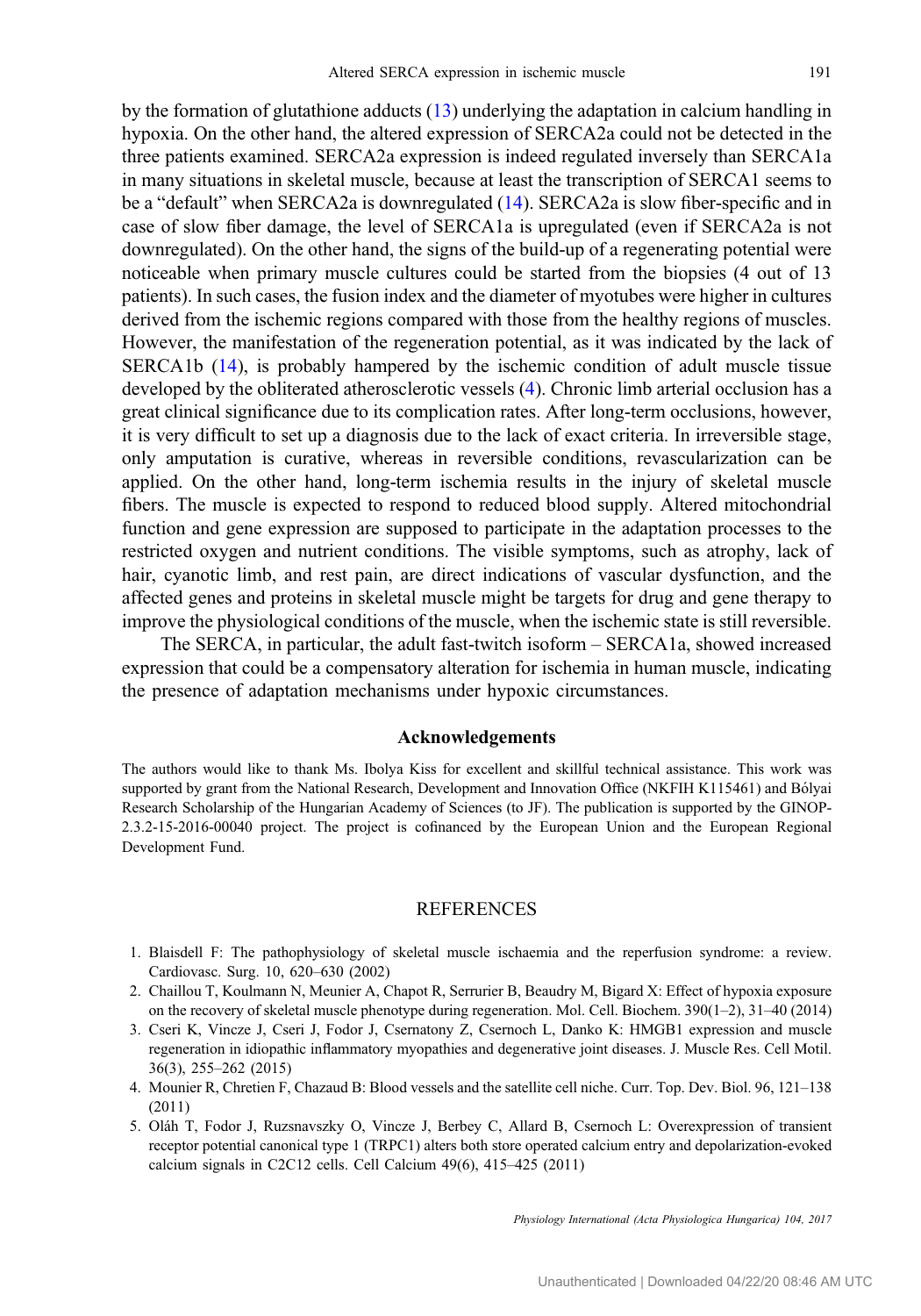by the formation of glutathione adducts (13) underlying the adaptation in calcium handling in hypoxia. On the other hand, the altered expression of SERCA2a could not be detected in the three patients examined. SERCA2a expression is indeed regulated inversely than SERCA1a in many situations in skeletal muscle, because at least the transcription of SERCA1 seems to be a "default" when SERCA2a is downregulated (14). SERCA2a is slow fiber-specific and in case of slow fiber damage, the level of SERCA1a is upregulated (even if SERCA2a is not downregulated). On the other hand, the signs of the build-up of a regenerating potential were noticeable when primary muscle cultures could be started from the biopsies (4 out of 13 patients). In such cases, the fusion index and the diameter of myotubes were higher in cultures derived from the ischemic regions compared with those from the healthy regions of muscles. However, the manifestation of the regeneration potential, as it was indicated by the lack of SERCA1b (14), is probably hampered by the ischemic condition of adult muscle tissue developed by the obliterated atherosclerotic vessels (4). Chronic limb arterial occlusion has a great clinical significance due to its complication rates. After long-term occlusions, however, it is very difficult to set up a diagnosis due to the lack of exact criteria. In irreversible stage, only amputation is curative, whereas in reversible conditions, revascularization can be applied. On the other hand, long-term ischemia results in the injury of skeletal muscle fibers. The muscle is expected to respond to reduced blood supply. Altered mitochondrial function and gene expression are supposed to participate in the adaptation processes to the restricted oxygen and nutrient conditions. The visible symptoms, such as atrophy, lack of hair, cyanotic limb, and rest pain, are direct indications of vascular dysfunction, and the affected genes and proteins in skeletal muscle might be targets for drug and gene therapy to improve the physiological conditions of the muscle, when the ischemic state is still reversible.

The SERCA, in particular, the adult fast-twitch isoform – SERCA1a, showed increased expression that could be a compensatory alteration for ischemia in human muscle, indicating the presence of adaptation mechanisms under hypoxic circumstances.

## Acknowledgements

The authors would like to thank Ms. Ibolya Kiss for excellent and skillful technical assistance. This work was supported by grant from the National Research, Development and Innovation Office (NKFIH K115461) and Bólyai Research Scholarship of the Hungarian Academy of Sciences (to JF). The publication is supported by the GINOP-2.3.2-15-2016-00040 project. The project is cofinanced by the European Union and the European Regional Development Fund.

## REFERENCES

1. Blaisdell F: The pathophysiology of skeletal muscle ischaemia and the reperfusion syndrome: a review. Cardiovasc. Surg. 10, 620–630 (2002)
2. Chaillou T, Koulmann N, Meunier A, Chapot R, Serrurier B, Beaudry M, Bigard X: Effect of hypoxia exposure on the recovery of skeletal muscle phenotype during regeneration. Mol. Cell. Biochem. 390(1–2), 31–40 (2014)
3. Cseri K, Vincze J, Cseri J, Fodor J, Csernatony Z, Csernoch L, Danko K: HMGB1 expression and muscle regeneration in idiopathic inflammatory myopathies and degenerative joint diseases. J. Muscle Res. Cell Motil. 36(3), 255–262 (2015)
4. Mounier R, Chretien F, Chazaud B: Blood vessels and the satellite cell niche. Curr. Top. Dev. Biol. 96, 121–138 (2011)
5. Oláh T, Fodor J, Ruzsnavszky O, Vincze J, Berbey C, Allard B, Csernoch L: Overexpression of transient receptor potential canonical type 1 (TRPC1) alters both store operated calcium entry and depolarization-evoked calcium signals in C2C12 cells. Cell Calcium 49(6), 415–425 (2011)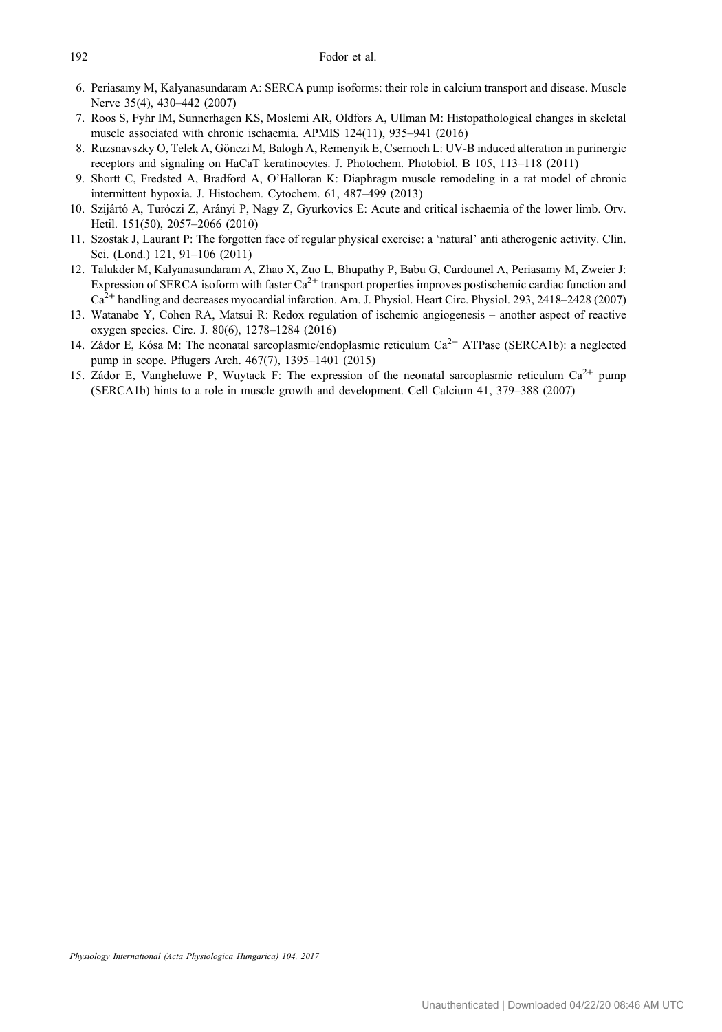6. Periasamy M, Kalyanasundaram A: SERCA pump isoforms: their role in calcium transport and disease. Muscle Nerve 35(4), 430–442 (2007)
7. Roos S, Fyhr IM, Sunnerhagen KS, Moslemi AR, Oldfors A, Ullman M: Histopathological changes in skeletal muscle associated with chronic ischaemia. APMIS 124(11), 935–941 (2016)
8. Ruzsnavszky O, Telek A, Gönczi M, Balogh A, Remenyik E, Csernoch L: UV-B induced alteration in purinergic receptors and signaling on HaCaT keratinocytes. J. Photochem. Photobiol. B 105, 113–118 (2011)
9. Shortt C, Fredsted A, Bradford A, O'Halloran K: Diaphragm muscle remodeling in a rat model of chronic intermittent hypoxia. J. Histochem. Cytochem. 61, 487–499 (2013)
10. Szijártó A, Turóczi Z, Arányi P, Nagy Z, Gyurkovics E: Acute and critical ischaemia of the lower limb. Orv. Hetil. 151(50), 2057–2066 (2010)
11. Szostak J, Laurant P: The forgotten face of regular physical exercise: a 'natural' anti atherogenic activity. Clin. Sci. (Lond.) 121, 91–106 (2011)
12. Talukder M, Kalyanasundaram A, Zhao X, Zuo L, Bhupathy P, Babu G, Cardounel A, Periasamy M, Zweier J: Expression of SERCA isoform with faster $Ca^{2+}$ transport properties improves postischemic cardiac function and $Ca^{2+}$ handling and decreases myocardial infarction. Am. J. Physiol. Heart Circ. Physiol. 293, 2418–2428 (2007)
13. Watanabe Y, Cohen RA, Matsui R: Redox regulation of ischemic angiogenesis – another aspect of reactive oxygen species. Circ. J. 80(6), 1278–1284 (2016)
14. Zádor E, Kósa M: The neonatal sarcoplasmic/endoplasmic reticulum $Ca^{2+}$ ATPase (SERCA1b): a neglected pump in scope. Pflugers Arch. 467(7), 1395–1401 (2015)
15. Zádor E, Vangheluwe P, Wuytack F: The expression of the neonatal sarcoplasmic reticulum $Ca^{2+}$ pump (SERCA1b) hints to a role in muscle growth and development. Cell Calcium 41, 379–388 (2007)